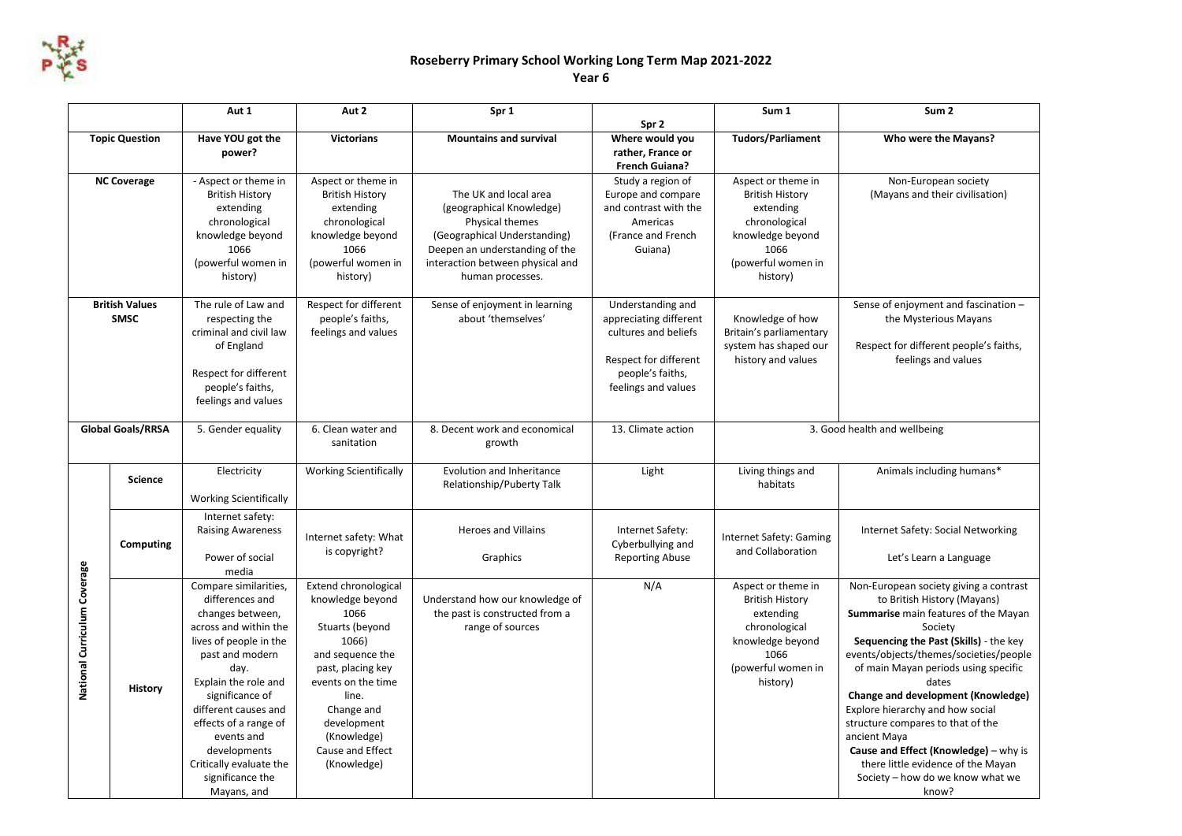# Roseberry Primary School Working Long Term Map 2021-2022

## Year 6

| | | Aut 1 | Aut 2 | Spr 1 | Spr 2 | Sum 1 | Sum 2 |
|---|---|---|---|---|---|---|---|
| **Topic Question** | | **Have YOU got the power?** | **Victorians** | **Mountains and survival** | **Where would you rather, France or French Guiana?** | **Tudors/Parliament** | **Who were the Mayans?** |
| **NC Coverage** | | - Aspect or theme in British History extending chronological knowledge beyond 1066 (powerful women in history) | Aspect or theme in British History extending chronological knowledge beyond 1066 (powerful women in history) | The UK and local area (geographical Knowledge) Physical themes (Geographical Understanding) Deepen an understanding of the interaction between physical and human processes. | Study a region of Europe and compare and contrast with the Americas (France and French Guiana) | Aspect or theme in British History extending chronological knowledge beyond 1066 (powerful women in history) | Non-European society (Mayans and their civilisation) |
| **British Values SMSC** | | The rule of Law and respecting the criminal and civil law of England<br><br>Respect for different people's faiths, feelings and values | Respect for different people's faiths, feelings and values | Sense of enjoyment in learning about 'themselves' | Understanding and appreciating different cultures and beliefs<br><br>Respect for different people's faiths, feelings and values | Knowledge of how Britain's parliamentary system has shaped our history and values | Sense of enjoyment and fascination – the Mysterious Mayans<br><br>Respect for different people's faiths, feelings and values |
| **Global Goals/RRSA** | | 5. Gender equality | 6. Clean water and sanitation | 8. Decent work and economical growth | 13. Climate action | 3. Good health and wellbeing | |
| **National Curriculum Coverage** | **Science** | Electricity<br><br>Working Scientifically | Working Scientifically | Evolution and Inheritance Relationship/Puberty Talk | Light | Living things and habitats | Animals including humans* |
| | **Computing** | Internet safety: Raising Awareness<br><br>Power of social media | Internet safety: What is copyright? | Heroes and Villains<br><br>Graphics | Internet Safety: Cyberbullying and Reporting Abuse | Internet Safety: Gaming and Collaboration | Internet Safety: Social Networking<br><br>Let's Learn a Language |
| | **History** | Compare similarities, differences and changes between, across and within the lives of people in the past and modern day.<br>Explain the role and significance of different causes and effects of a range of events and developments<br>Critically evaluate the significance the Mayans, and | Extend chronological knowledge beyond 1066<br>Stuarts (beyond 1066)<br>and sequence the past, placing key events on the time line.<br>Change and development (Knowledge)<br>Cause and Effect (Knowledge) | Understand how our knowledge of the past is constructed from a range of sources | N/A | Aspect or theme in British History extending chronological knowledge beyond 1066 (powerful women in history) | Non-European society giving a contrast to British History (Mayans)<br>**Summarise** main features of the Mayan Society<br>**Sequencing the Past (Skills)** - the key events/objects/themes/societies/people of main Mayan periods using specific dates<br>**Change and development (Knowledge)** Explore hierarchy and how social structure compares to that of the ancient Maya<br>**Cause and Effect (Knowledge)** – why is there little evidence of the Mayan Society – how do we know what we know? |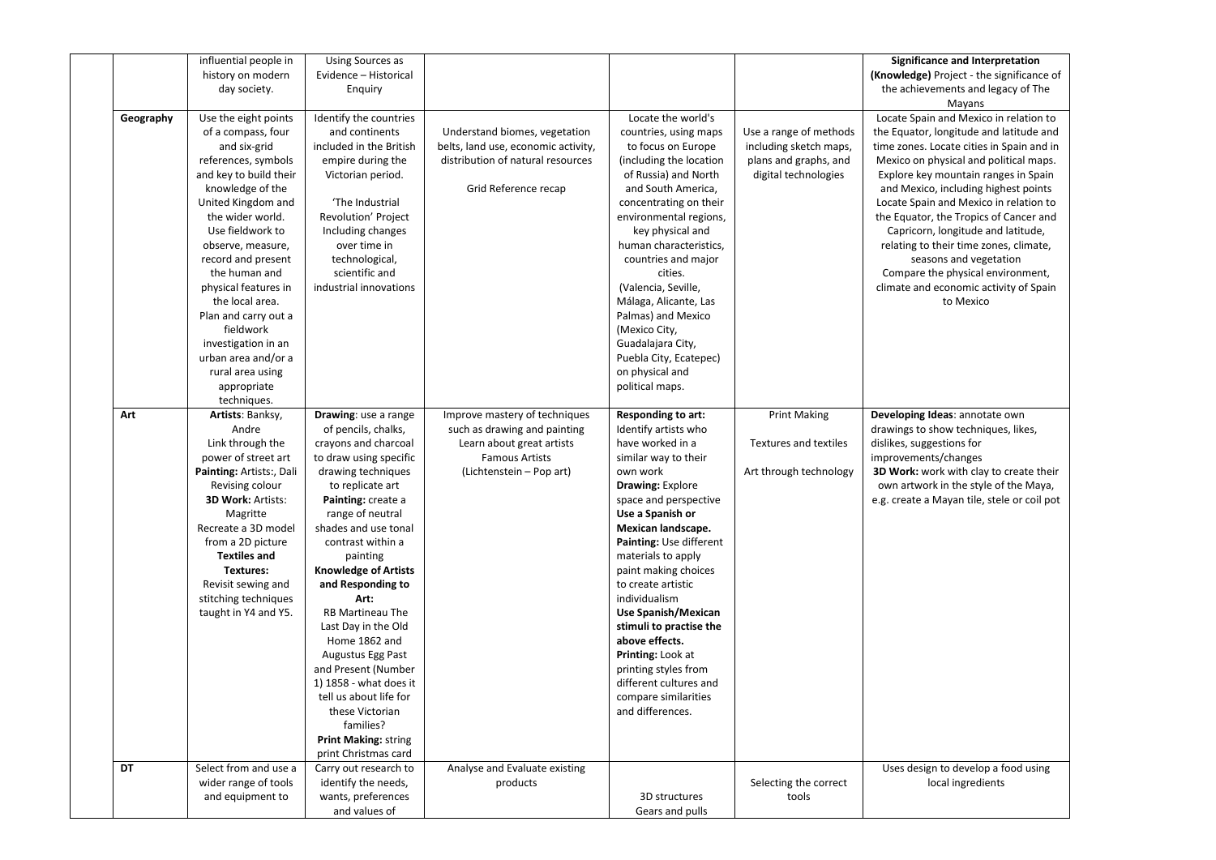| | | | | | | | |
|---|---|---|---|---|---|---|---|
| | | influential people in history on modern day society. | Using Sources as Evidence – Historical Enquiry | | | | **Significance and Interpretation (Knowledge)** Project - the significance of the achievements and legacy of The Mayans |
| | **Geography** | Use the eight points of a compass, four and six-grid references, symbols and key to build their knowledge of the United Kingdom and the wider world. Use fieldwork to observe, measure, record and present the human and physical features in the local area. Plan and carry out a fieldwork investigation in an urban area and/or a rural area using appropriate techniques. | Identify the countries and continents included in the British empire during the Victorian period. 'The Industrial Revolution' Project Including changes over time in technological, scientific and industrial innovations | Understand biomes, vegetation belts, land use, economic activity, distribution of natural resources Grid Reference recap | Locate the world's countries, using maps to focus on Europe (including the location of Russia) and North and South America, concentrating on their environmental regions, key physical and human characteristics, countries and major cities. (Valencia, Seville, Málaga, Alicante, Las Palmas) and Mexico (Mexico City, Guadalajara City, Puebla City, Ecatepec) on physical and political maps. | Use a range of methods including sketch maps, plans and graphs, and digital technologies | Locate Spain and Mexico in relation to the Equator, longitude and latitude and time zones. Locate cities in Spain and in Mexico on physical and political maps. Explore key mountain ranges in Spain and Mexico, including highest points Locate Spain and Mexico in relation to the Equator, the Tropics of Cancer and Capricorn, longitude and latitude, relating to their time zones, climate, seasons and vegetation Compare the physical environment, climate and economic activity of Spain to Mexico |
| | **Art** | **Artists**: Banksy, Andre Link through the power of street art **Painting:** Artists:, Dali Revising colour **3D Work:** Artists: Magritte Recreate a 3D model from a 2D picture **Textiles and Textures:** Revisit sewing and stitching techniques taught in Y4 and Y5. | **Drawing**: use a range of pencils, chalks, crayons and charcoal to draw using specific drawing techniques to replicate art **Painting:** create a range of neutral shades and use tonal contrast within a painting **Knowledge of Artists and Responding to Art:** RB Martineau The Last Day in the Old Home 1862 and Augustus Egg Past and Present (Number 1) 1858 - what does it tell us about life for these Victorian families? **Print Making:** string print Christmas card | Improve mastery of techniques such as drawing and painting Learn about great artists Famous Artists (Lichtenstein – Pop art) | **Responding to art:** Identify artists who have worked in a similar way to their own work **Drawing:** Explore space and perspective **Use a Spanish or Mexican landscape. Painting:** Use different materials to apply paint making choices to create artistic individualism **Use Spanish/Mexican stimuli to practise the above effects. Printing:** Look at printing styles from different cultures and compare similarities and differences. | Print Making Textures and textiles Art through technology | **Developing Ideas**: annotate own drawings to show techniques, likes, dislikes, suggestions for improvements/changes **3D Work:** work with clay to create their own artwork in the style of the Maya, e.g. create a Mayan tile, stele or coil pot |
| | **DT** | Select from and use a wider range of tools and equipment to | Carry out research to identify the needs, wants, preferences and values of | Analyse and Evaluate existing products | 3D structures Gears and pulls | Selecting the correct tools | Uses design to develop a food using local ingredients |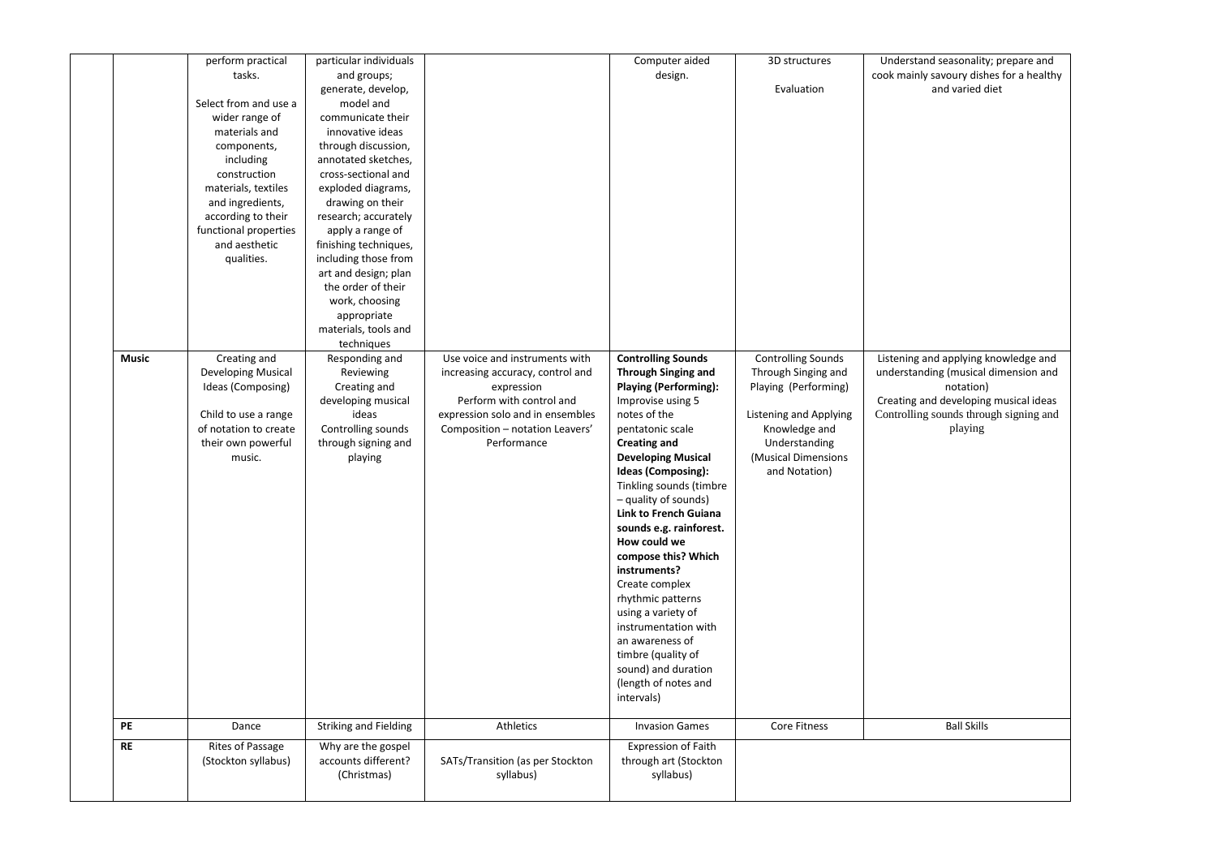| | | | | | | |
|---|---|---|---|---|---|---|
| | perform practical tasks.<br><br>Select from and use a wider range of materials and components, including construction materials, textiles and ingredients, according to their functional properties and aesthetic qualities. | particular individuals and groups; generate, develop, model and communicate their innovative ideas through discussion, annotated sketches, cross-sectional and exploded diagrams, drawing on their research; accurately apply a range of finishing techniques, including those from art and design; plan the order of their work, choosing appropriate materials, tools and techniques | | Computer aided design. | 3D structures<br><br>Evaluation | Understand seasonality; prepare and cook mainly savoury dishes for a healthy and varied diet |
| **Music** | Creating and Developing Musical Ideas (Composing)<br><br>Child to use a range of notation to create their own powerful music. | Responding and Reviewing<br>Creating and developing musical ideas<br>Controlling sounds through signing and playing | Use voice and instruments with increasing accuracy, control and expression<br>Perform with control and expression solo and in ensembles<br>Composition – notation Leavers' Performance | **Controlling Sounds Through Singing and Playing (Performing):**<br>Improvise using 5 notes of the pentatonic scale<br>**Creating and Developing Musical Ideas (Composing):**<br>Tinkling sounds (timbre – quality of sounds)<br>**Link to French Guiana sounds e.g. rainforest. How could we compose this? Which instruments?**<br>Create complex rhythmic patterns using a variety of instrumentation with an awareness of timbre (quality of sound) and duration (length of notes and intervals) | Controlling Sounds Through Singing and Playing (Performing)<br><br>Listening and Applying Knowledge and Understanding (Musical Dimensions and Notation) | Listening and applying knowledge and understanding (musical dimension and notation)<br>Creating and developing musical ideas<br>Controlling sounds through signing and playing |
| **PE** | Dance | Striking and Fielding | Athletics | Invasion Games | Core Fitness | Ball Skills |
| **RE** | Rites of Passage (Stockton syllabus) | Why are the gospel accounts different? (Christmas) | SATs/Transition (as per Stockton syllabus) | Expression of Faith through art (Stockton syllabus) | | |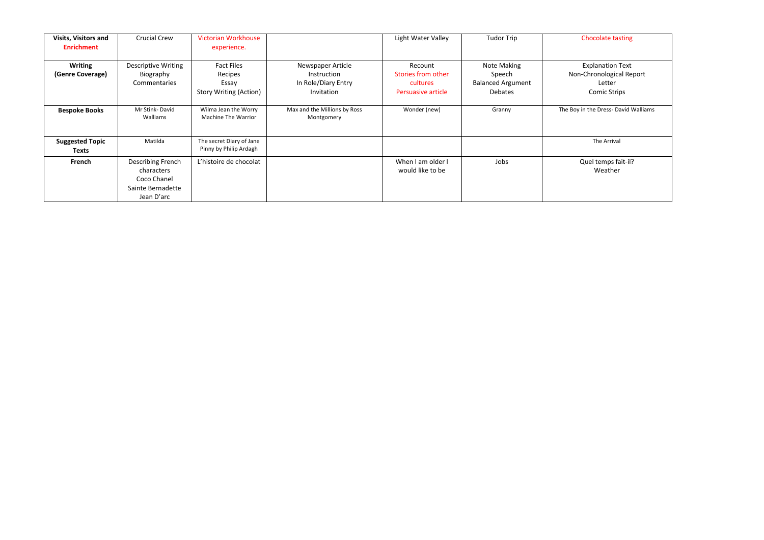| | | | | | | |
|---|---|---|---|---|---|---|
| **Visits, Visitors and Enrichment** | Crucial Crew | Victorian Workhouse experience. | | Light Water Valley | Tudor Trip | Chocolate tasting |
| **Writing (Genre Coverage)** | Descriptive Writing<br>Biography<br>Commentaries | Fact Files<br>Recipes<br>Essay<br>Story Writing (Action) | Newspaper Article<br>Instruction<br>In Role/Diary Entry<br>Invitation | Recount<br>Stories from other cultures<br>Persuasive article | Note Making<br>Speech<br>Balanced Argument<br>Debates | Explanation Text<br>Non-Chronological Report<br>Letter<br>Comic Strips |
| **Bespoke Books** | Mr Stink- David Walliams | Wilma Jean the Worry Machine The Warrior | Max and the Millions by Ross Montgomery | Wonder (new) | Granny | The Boy in the Dress- David Walliams |
| **Suggested Topic Texts** | Matilda | The secret Diary of Jane Pinny by Philip Ardagh | | | | The Arrival |
| **French** | Describing French characters<br>Coco Chanel<br>Sainte Bernadette<br>Jean D'arc | L'histoire de chocolat | | When I am older I would like to be | Jobs | Quel temps fait-il?<br>Weather |